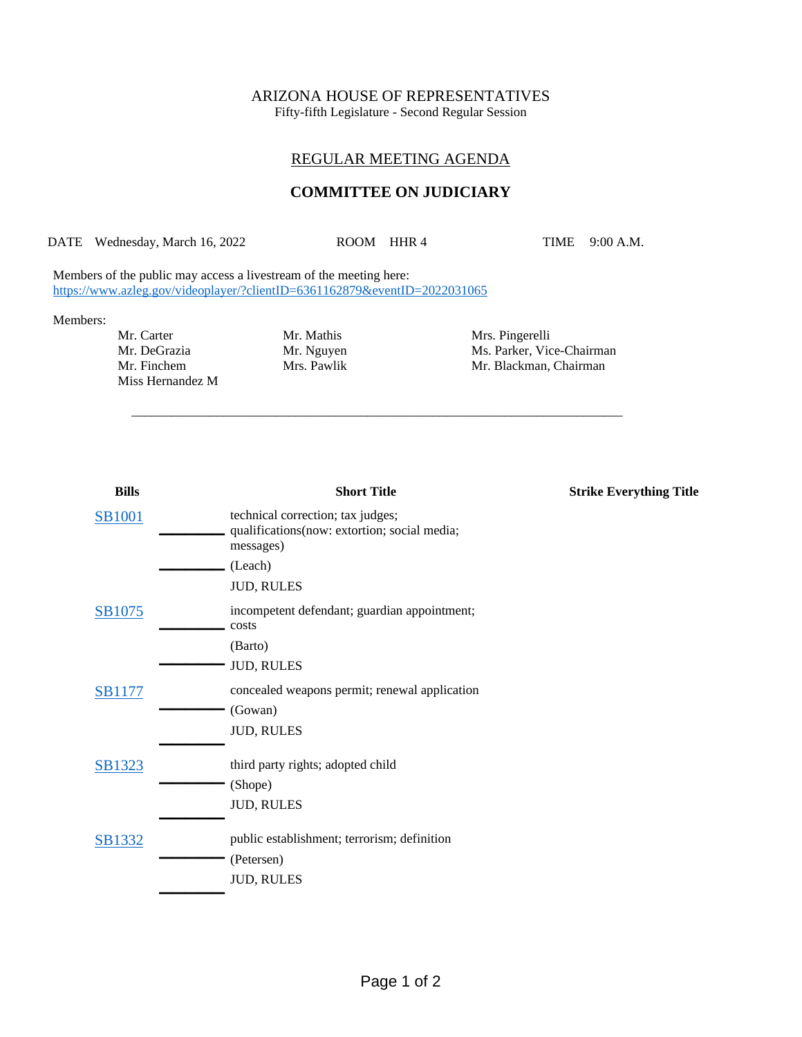ARIZONA HOUSE OF REPRESENTATIVES

Fifty-fifth Legislature - Second Regular Session

# REGULAR MEETING AGENDA

## COMMITTEE ON JUDICIARY

DATE Wednesday, March 16, 2022 ROOM HHR 4 TIME 9:00 A.M.

Members of the public may access a livestream of the meeting here:
https://www.azleg.gov/videoplayer/?clientID=6361162879&eventID=2022031065

Members:

Mr. Carter
Mr. DeGrazia
Mr. Finchem
Miss Hernandez M
Mr. Mathis
Mr. Nguyen
Mrs. Pawlik
Mrs. Pingerelli
Ms. Parker, Vice-Chairman
Mr. Blackman, Chairman

---

| Bills | Short Title | Strike Everything Title |
|---|---|---|
| SB1001 | technical correction; tax judges; qualifications(now: extortion; social media; messages)<br>(Leach)<br>JUD, RULES | |
| SB1075 | incompetent defendant; guardian appointment; costs<br>(Barto)<br>JUD, RULES | |
| SB1177 | concealed weapons permit; renewal application<br>(Gowan)<br>JUD, RULES | |
| SB1323 | third party rights; adopted child<br>(Shope)<br>JUD, RULES | |
| SB1332 | public establishment; terrorism; definition<br>(Petersen)<br>JUD, RULES | |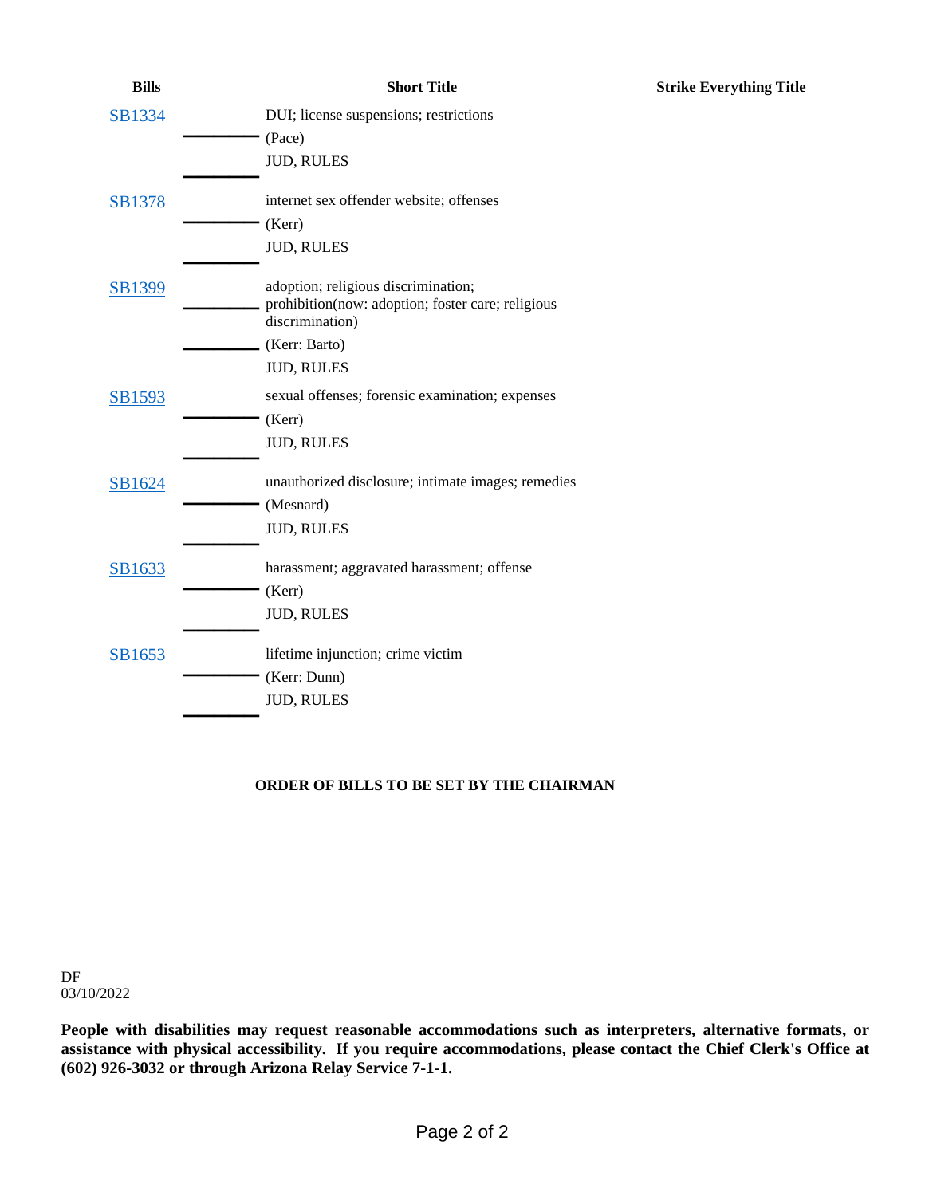| Bills | Short Title | Strike Everything Title |
| --- | --- | --- |
| SB1334 | DUI; license suspensions; restrictions<br>(Pace)<br>JUD, RULES | |
| SB1378 | internet sex offender website; offenses<br>(Kerr)<br>JUD, RULES | |
| SB1399 | adoption; religious discrimination; prohibition(now: adoption; foster care; religious discrimination)<br>(Kerr: Barto)<br>JUD, RULES | |
| SB1593 | sexual offenses; forensic examination; expenses<br>(Kerr)<br>JUD, RULES | |
| SB1624 | unauthorized disclosure; intimate images; remedies<br>(Mesnard)<br>JUD, RULES | |
| SB1633 | harassment; aggravated harassment; offense<br>(Kerr)<br>JUD, RULES | |
| SB1653 | lifetime injunction; crime victim<br>(Kerr: Dunn)<br>JUD, RULES | |

**ORDER OF BILLS TO BE SET BY THE CHAIRMAN**

DF
03/10/2022

**People with disabilities may request reasonable accommodations such as interpreters, alternative formats, or assistance with physical accessibility. If you require accommodations, please contact the Chief Clerk's Office at (602) 926-3032 or through Arizona Relay Service 7-1-1.**